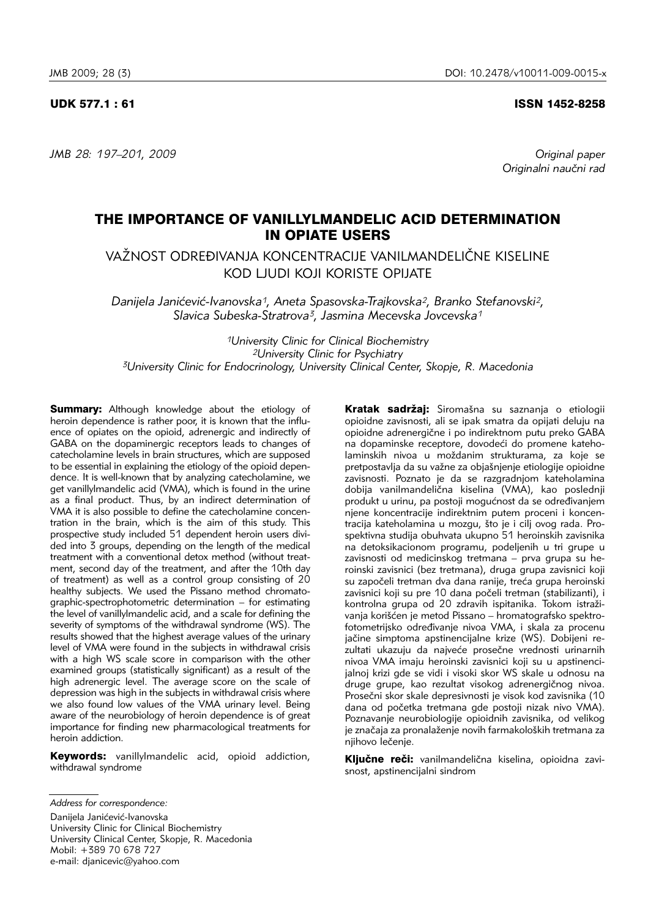UDK 577.1 : 61

ISSN 1452-8258

*Original paper*
*Originalni naučni rad*

# THE IMPORTANCE OF VANILLYLMANDELIC ACID DETERMINATION IN OPIATE USERS

## VAŽNOST ODREĐIVANJA KONCENTRACIJE VANILMANDELIČNE KISELINE KOD LJUDI KOJI KORISTE OPIJATE

*Danijela Janićević-Ivanovska[1], Aneta Spasovska-Trajkovska[2], Branko Stefanovski[2], Slavica Subeska-Stratrova[3], Jasmina Mecevska Jovcevska[1]*

*[1]University Clinic for Clinical Biochemistry*
*[2]University Clinic for Psychiatry*
*[3]University Clinic for Endocrinology, University Clinical Center, Skopje, R. Macedonia*

**Summary:** Although knowledge about the etiology of heroin dependence is rather poor, it is known that the influence of opiates on the opioid, adrenergic and indirectly of GABA on the dopaminergic receptors leads to changes of catecholamine levels in brain structures, which are supposed to be essential in explaining the etiology of the opioid dependence. It is well-known that by analyzing catecholamine, we get vanillylmandelic acid (VMA), which is found in the urine as a final product. Thus, by an indirect determination of VMA it is also possible to define the catecholamine concentration in the brain, which is the aim of this study. This prospective study included 51 dependent heroin users divided into 3 groups, depending on the length of the medical treatment with a conventional detox method (without treatment, second day of the treatment, and after the 10th day of treatment) as well as a control group consisting of 20 healthy subjects. We used the Pissano method chromatographic-spectrophotometric determination – for estimating the level of vanillylmandelic acid, and a scale for defining the severity of symptoms of the withdrawal syndrome (WS). The results showed that the highest average values of the urinary level of VMA were found in the subjects in withdrawal crisis with a high WS scale score in comparison with the other examined groups (statistically significant) as a result of the high adrenergic level. The average score on the scale of depression was high in the subjects in withdrawal crisis where we also found low values of the VMA urinary level. Being aware of the neurobiology of heroin dependence is of great importance for finding new pharmacological treatments for heroin addiction.

**Keywords:** vanillylmandelic acid, opioid addiction, withdrawal syndrome

**Kratak sadržaj:** Siromašna su saznanja o etiologii opioidne zavisnosti, ali se ipak smatra da opijati deluju na opioidne adrenergične i po indirektnom putu preko GABA na dopaminske receptore, dovodeći do promene kateholaminskih nivoa u moždanim strukturama, za koje se pretpostavlja da su važne za objašnjenje etiologije opioidne zavisnosti. Poznato je da se razgradnjom kateholamina dobija vanilmandelična kiselina (VMA), kao poslednji produkt u urinu, pa postoji mogućnost da se određivanjem njene koncentracije indirektnim putem proceni i koncentracija kateholamina u mozgu, što je i cilj ovog rada. Prospektivna studija obuhvata ukupno 51 heroinskih zavisnika na detoksikacionom programu, podeljenih u tri grupe u zavisnosti od medicinskog tretmana – prva grupa su heroinski zavisnici (bez tretmana), druga grupa zavisnici koji su započeli tretman dva dana ranije, treća grupa heroinski zavisnici koji su pre 10 dana počeli tretman (stabilizanti), i kontrolna grupa od 20 zdravih ispitanika. Tokom istraživanja korišćen je metod Pissano – hromatografsko spektrofotometrijsko određivanje nivoa VMA, i skala za procenu jačine simptoma apstinencijalne krize (WS). Dobijeni rezultati ukazuju da najveće prosečne vrednosti urinarnih nivoa VMA imaju heroinski zavisnici koji su u apstinencijalnoj krizi gde se vidi i visoki skor WS skale u odnosu na druge grupe, kao rezultat visokog adrenergičnog nivoa. Prosečni skor skale depresivnosti je visok kod zavisnika (10 dana od početka tretmana gde postoji nizak nivo VMA). Poznavanje neurobiologije opioidnih zavisnika, od velikog je značaja za pronalaženje novih farmakoloških tretmana za njihovo lečenje.

**Ključne reči:** vanilmandelična kiselina, opioidna zavisnost, apstinencijalni sindrom

*Address for correspondence:*

Danijela Janićević-Ivanovska
University Clinic for Clinical Biochemistry
University Clinical Center, Skopje, R. Macedonia
Mobil: +389 70 678 727
e-mail: djanicevic@yahoo.com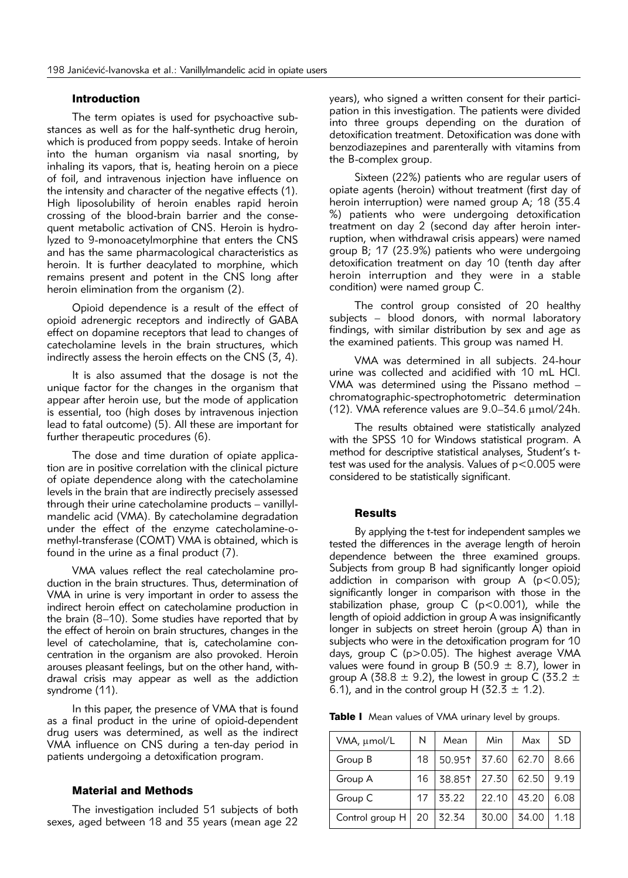## Introduction

The term opiates is used for psychoactive substances as well as for the half-synthetic drug heroin, which is produced from poppy seeds. Intake of heroin into the human organism via nasal snorting, by inhaling its vapors, that is, heating heroin on a piece of foil, and intravenous injection have influence on the intensity and character of the negative effects (1). High liposolubility of heroin enables rapid heroin crossing of the blood-brain barrier and the consequent metabolic activation of CNS. Heroin is hydrolyzed to 9-monoacetylmorphine that enters the CNS and has the same pharmacological characteristics as heroin. It is further deacylated to morphine, which remains present and potent in the CNS long after heroin elimination from the organism (2).

Opioid dependence is a result of the effect of opioid adrenergic receptors and indirectly of GABA effect on dopamine receptors that lead to changes of catecholamine levels in the brain structures, which indirectly assess the heroin effects on the CNS (3, 4).

It is also assumed that the dosage is not the unique factor for the changes in the organism that appear after heroin use, but the mode of application is essential, too (high doses by intravenous injection lead to fatal outcome) (5). All these are important for further therapeutic procedures (6).

The dose and time duration of opiate application are in positive correlation with the clinical picture of opiate dependence along with the catecholamine levels in the brain that are indirectly precisely assessed through their urine catecholamine products – vanillylmandelic acid (VMA). By catecholamine degradation under the effect of the enzyme catecholamine-o-methyl-transferase (COMT) VMA is obtained, which is found in the urine as a final product (7).

VMA values reflect the real catecholamine production in the brain structures. Thus, determination of VMA in urine is very important in order to assess the indirect heroin effect on catecholamine production in the brain (8–10). Some studies have reported that by the effect of heroin on brain structures, changes in the level of catecholamine, that is, catecholamine concentration in the organism are also provoked. Heroin arouses pleasant feelings, but on the other hand, withdrawal crisis may appear as well as the addiction syndrome (11).

In this paper, the presence of VMA that is found as a final product in the urine of opioid-dependent drug users was determined, as well as the indirect VMA influence on CNS during a ten-day period in patients undergoing a detoxification program.

## Material and Methods

The investigation included 51 subjects of both sexes, aged between 18 and 35 years (mean age 22 years), who signed a written consent for their participation in this investigation. The patients were divided into three groups depending on the duration of detoxification treatment. Detoxification was done with benzodiazepines and parenterally with vitamins from the B-complex group.

Sixteen (22%) patients who are regular users of opiate agents (heroin) without treatment (first day of heroin interruption) were named group A; 18 (35.4 %) patients who were undergoing detoxification treatment on day 2 (second day after heroin interruption, when withdrawal crisis appears) were named group B; 17 (23.9%) patients who were undergoing detoxification treatment on day 10 (tenth day after heroin interruption and they were in a stable condition) were named group C.

The control group consisted of 20 healthy subjects – blood donors, with normal laboratory findings, with similar distribution by sex and age as the examined patients. This group was named H.

VMA was determined in all subjects. 24-hour urine was collected and acidified with 10 mL HCl. VMA was determined using the Pissano method – chromatographic-spectrophotometric determination (12). VMA reference values are 9.0–34.6 μmol/24h.

The results obtained were statistically analyzed with the SPSS 10 for Windows statistical program. A method for descriptive statistical analyses, Student's t-test was used for the analysis. Values of $p<0.005$ were considered to be statistically significant.

## Results

By applying the t-test for independent samples we tested the differences in the average length of heroin dependence between the three examined groups. Subjects from group B had significantly longer opioid addiction in comparison with group A ($p<0.05$); significantly longer in comparison with those in the stabilization phase, group C ($p<0.001$), while the length of opioid addiction in group A was insignificantly longer in subjects on street heroin (group A) than in subjects who were in the detoxification program for 10 days, group C ($p>0.05$). The highest average VMA values were found in group B (50.9 ± 8.7), lower in group A (38.8 ± 9.2), the lowest in group C (33.2 ± 6.1), and in the control group H (32.3 ± 1.2).

**Table I** Mean values of VMA urinary level by groups.

| VMA, μmol/L | N | Mean | Min | Max | SD |
|---|---|---|---|---|---|
| Group B | 18 | 50.95↑ | 37.60 | 62.70 | 8.66 |
| Group A | 16 | 38.85↑ | 27.30 | 62.50 | 9.19 |
| Group C | 17 | 33.22 | 22.10 | 43.20 | 6.08 |
| Control group H | 20 | 32.34 | 30.00 | 34.00 | 1.18 |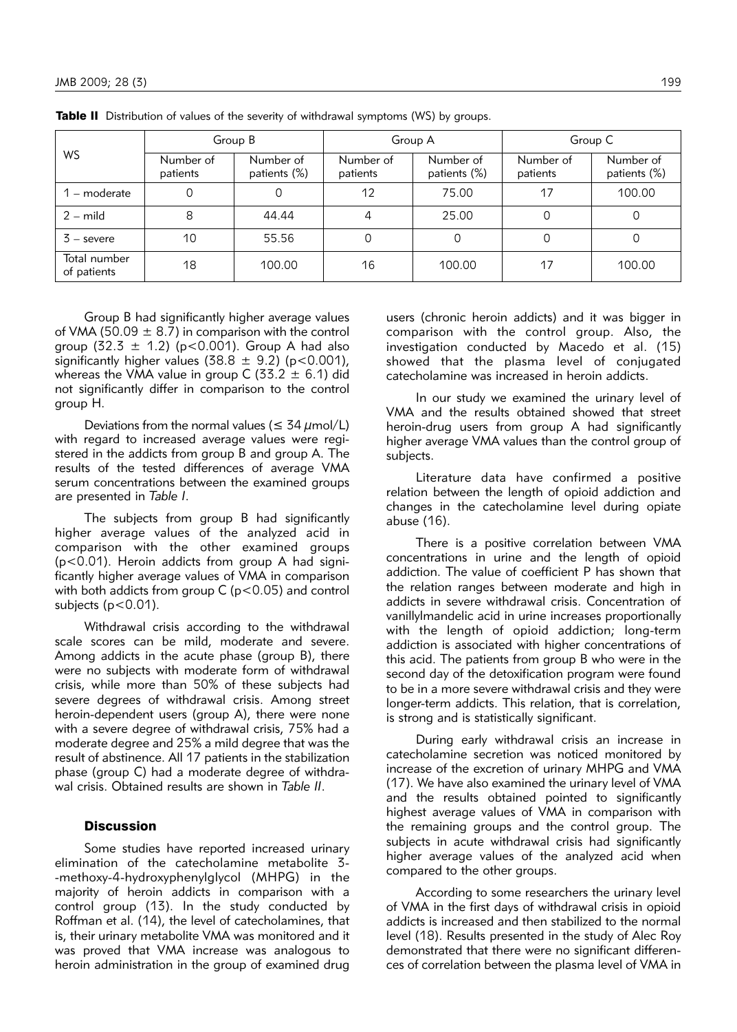**Table II** Distribution of values of the severity of withdrawal symptoms (WS) by groups.

| WS | Group B | | Group A | | Group C | |
|---|---|---|---|---|---|---|
| | Number of patients | Number of patients (%) | Number of patients | Number of patients (%) | Number of patients | Number of patients (%) |
| 1 – moderate | 0 | 0 | 12 | 75.00 | 17 | 100.00 |
| 2 – mild | 8 | 44.44 | 4 | 25.00 | 0 | 0 |
| 3 – severe | 10 | 55.56 | 0 | 0 | 0 | 0 |
| Total number of patients | 18 | 100.00 | 16 | 100.00 | 17 | 100.00 |

Group B had significantly higher average values of VMA ($50.09 \pm 8.7$) in comparison with the control group ($32.3 \pm 1.2$) ($p<0.001$). Group A had also significantly higher values ($38.8 \pm 9.2$) ($p<0.001$), whereas the VMA value in group C ($33.2 \pm 6.1$) did not significantly differ in comparison to the control group H.

Deviations from the normal values ($\leq 34$ μmol/L) with regard to increased average values were registered in the addicts from group B and group A. The results of the tested differences of average VMA serum concentrations between the examined groups are presented in *Table I*.

The subjects from group B had significantly higher average values of the analyzed acid in comparison with the other examined groups ($p<0.01$). Heroin addicts from group A had significantly higher average values of VMA in comparison with both addicts from group C ($p<0.05$) and control subjects ($p<0.01$).

Withdrawal crisis according to the withdrawal scale scores can be mild, moderate and severe. Among addicts in the acute phase (group B), there were no subjects with moderate form of withdrawal crisis, while more than 50% of these subjects had severe degrees of withdrawal crisis. Among street heroin-dependent users (group A), there were none with a severe degree of withdrawal crisis, 75% had a moderate degree and 25% a mild degree that was the result of abstinence. All 17 patients in the stabilization phase (group C) had a moderate degree of withdrawal crisis. Obtained results are shown in *Table II*.

## Discussion

Some studies have reported increased urinary elimination of the catecholamine metabolite 3-methoxy-4-hydroxyphenylglycol (MHPG) in the majority of heroin addicts in comparison with a control group (13). In the study conducted by Roffman et al. (14), the level of catecholamines, that is, their urinary metabolite VMA was monitored and it was proved that VMA increase was analogous to heroin administration in the group of examined drug users (chronic heroin addicts) and it was bigger in comparison with the control group. Also, the investigation conducted by Macedo et al. (15) showed that the plasma level of conjugated catecholamine was increased in heroin addicts.

In our study we examined the urinary level of VMA and the results obtained showed that street heroin-drug users from group A had significantly higher average VMA values than the control group of subjects.

Literature data have confirmed a positive relation between the length of opioid addiction and changes in the catecholamine level during opiate abuse (16).

There is a positive correlation between VMA concentrations in urine and the length of opioid addiction. The value of coefficient P has shown that the relation ranges between moderate and high in addicts in severe withdrawal crisis. Concentration of vanillylmandelic acid in urine increases proportionally with the length of opioid addiction; long-term addiction is associated with higher concentrations of this acid. The patients from group B who were in the second day of the detoxification program were found to be in a more severe withdrawal crisis and they were longer-term addicts. This relation, that is correlation, is strong and is statistically significant.

During early withdrawal crisis an increase in catecholamine secretion was noticed monitored by increase of the excretion of urinary MHPG and VMA (17). We have also examined the urinary level of VMA and the results obtained pointed to significantly highest average values of VMA in comparison with the remaining groups and the control group. The subjects in acute withdrawal crisis had significantly higher average values of the analyzed acid when compared to the other groups.

According to some researchers the urinary level of VMA in the first days of withdrawal crisis in opioid addicts is increased and then stabilized to the normal level (18). Results presented in the study of Alec Roy demonstrated that there were no significant differences of correlation between the plasma level of VMA in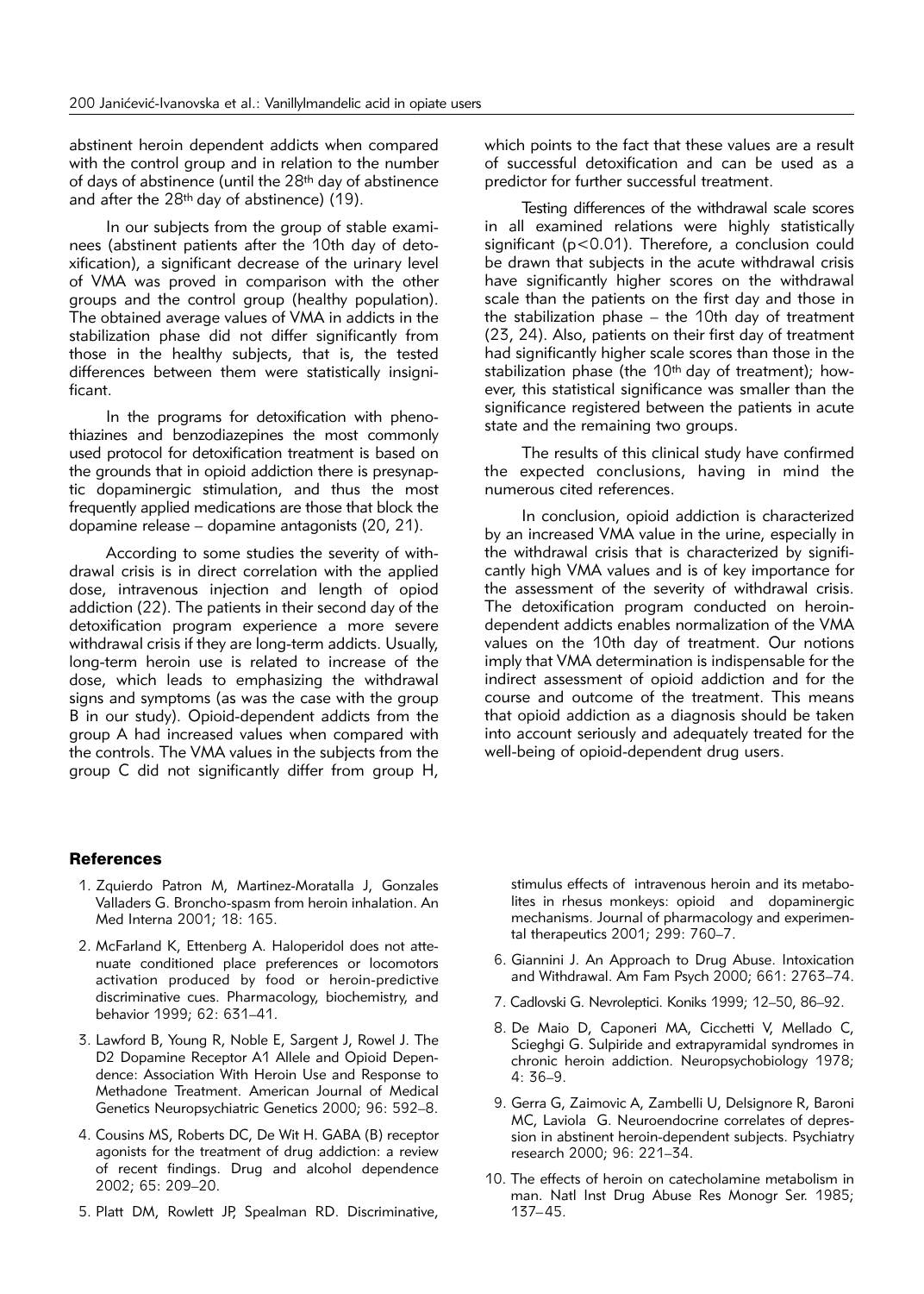abstinent heroin dependent addicts when compared with the control group and in relation to the number of days of abstinence (until the 28th day of abstinence and after the 28th day of abstinence) (19).

In our subjects from the group of stable examinees (abstinent patients after the 10th day of detoxification), a significant decrease of the urinary level of VMA was proved in comparison with the other groups and the control group (healthy population). The obtained average values of VMA in addicts in the stabilization phase did not differ significantly from those in the healthy subjects, that is, the tested differences between them were statistically insignificant.

In the programs for detoxification with phenothiazines and benzodiazepines the most commonly used protocol for detoxification treatment is based on the grounds that in opioid addiction there is presynaptic dopaminergic stimulation, and thus the most frequently applied medications are those that block the dopamine release – dopamine antagonists (20, 21).

According to some studies the severity of withdrawal crisis is in direct correlation with the applied dose, intravenous injection and length of opiod addiction (22). The patients in their second day of the detoxification program experience a more severe withdrawal crisis if they are long-term addicts. Usually, long-term heroin use is related to increase of the dose, which leads to emphasizing the withdrawal signs and symptoms (as was the case with the group B in our study). Opioid-dependent addicts from the group A had increased values when compared with the controls. The VMA values in the subjects from the group C did not significantly differ from group H, which points to the fact that these values are a result of successful detoxification and can be used as a predictor for further successful treatment.

Testing differences of the withdrawal scale scores in all examined relations were highly statistically significant ($p<0.01$). Therefore, a conclusion could be drawn that subjects in the acute withdrawal crisis have significantly higher scores on the withdrawal scale than the patients on the first day and those in the stabilization phase – the 10th day of treatment (23, 24). Also, patients on their first day of treatment had significantly higher scale scores than those in the stabilization phase (the 10th day of treatment); however, this statistical significance was smaller than the significance registered between the patients in acute state and the remaining two groups.

The results of this clinical study have confirmed the expected conclusions, having in mind the numerous cited references.

In conclusion, opioid addiction is characterized by an increased VMA value in the urine, especially in the withdrawal crisis that is characterized by significantly high VMA values and is of key importance for the assessment of the severity of withdrawal crisis. The detoxification program conducted on heroin-dependent addicts enables normalization of the VMA values on the 10th day of treatment. Our notions imply that VMA determination is indispensable for the indirect assessment of opioid addiction and for the course and outcome of the treatment. This means that opioid addiction as a diagnosis should be taken into account seriously and adequately treated for the well-being of opioid-dependent drug users.

## References

1. Zquierdo Patron M, Martinez-Moratalla J, Gonzales Valladers G. Broncho-spasm from heroin inhalation. An Med Interna 2001; 18: 165.
2. McFarland K, Ettenberg A. Haloperidol does not attenuate conditioned place preferences or locomotors activation produced by food or heroin-predictive discriminative cues. Pharmacology, biochemistry, and behavior 1999; 62: 631–41.
3. Lawford B, Young R, Noble E, Sargent J, Rowel J. The D2 Dopamine Receptor A1 Allele and Opioid Dependence: Association With Heroin Use and Response to Methadone Treatment. American Journal of Medical Genetics Neuropsychiatric Genetics 2000; 96: 592–8.
4. Cousins MS, Roberts DC, De Wit H. GABA (B) receptor agonists for the treatment of drug addiction: a review of recent findings. Drug and alcohol dependence 2002; 65: 209–20.
5. Platt DM, Rowlett JP, Spealman RD. Discriminative, stimulus effects of intravenous heroin and its metabolites in rhesus monkeys: opioid and dopaminergic mechanisms. Journal of pharmacology and experimental therapeutics 2001; 299: 760–7.
6. Giannini J. An Approach to Drug Abuse. Intoxication and Withdrawal. Am Fam Psych 2000; 661: 2763–74.
7. Cadlovski G. Nevroleptici. Koniks 1999; 12–50, 86–92.
8. De Maio D, Caponeri MA, Cicchetti V, Mellado C, Scieghgi G. Sulpiride and extrapyramidal syndromes in chronic heroin addiction. Neuropsychobiology 1978; 4: 36–9.
9. Gerra G, Zaimovic A, Zambelli U, Delsignore R, Baroni MC, Laviola G. Neuroendocrine correlates of depression in abstinent heroin-dependent subjects. Psychiatry research 2000; 96: 221–34.
10. The effects of heroin on catecholamine metabolism in man. Natl Inst Drug Abuse Res Monogr Ser. 1985; 137–45.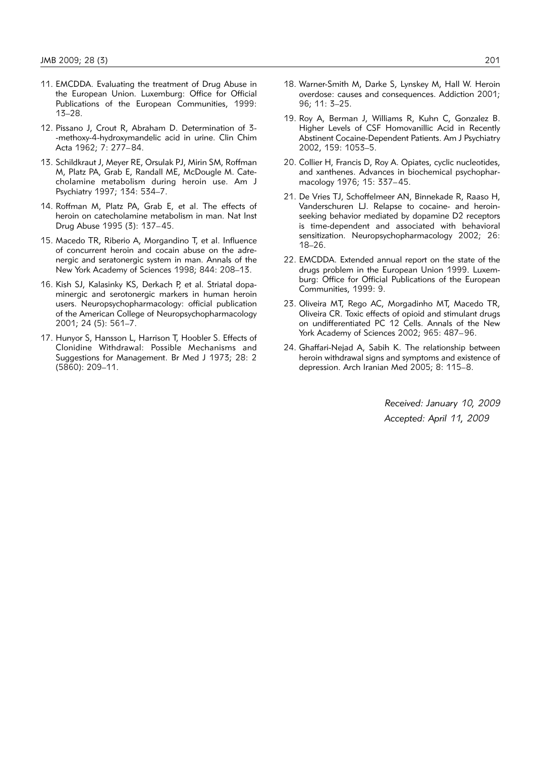11. EMCDDA. Evaluating the treatment of Drug Abuse in the European Union. Luxemburg: Office for Official Publications of the European Communities, 1999: 13–28.

12. Pissano J, Crout R, Abraham D. Determination of 3-methoxy-4-hydroxymandelic acid in urine. Clin Chim Acta 1962; 7: 277–84.

13. Schildkraut J, Meyer RE, Orsulak PJ, Mirin SM, Roffman M, Platz PA, Grab E, Randall ME, McDougle M. Catecholamine metabolism during heroin use. Am J Psychiatry 1997; 134: 534–7.

14. Roffman M, Platz PA, Grab E, et al. The effects of heroin on catecholamine metabolism in man. Nat Inst Drug Abuse 1995 (3): 137–45.

15. Macedo TR, Riberio A, Morgandino T, et al. Influence of concurrent heroin and cocain abuse on the adrenergic and seratonergic system in man. Annals of the New York Academy of Sciences 1998; 844: 208–13.

16. Kish SJ, Kalasinky KS, Derkach P, et al. Striatal dopaminergic and serotonergic markers in human heroin users. Neuropsychopharmacology: official publication of the American College of Neuropsychopharmacology 2001; 24 (5): 561–7.

17. Hunyor S, Hansson L, Harrison T, Hoobler S. Effects of Clonidine Withdrawal: Possible Mechanisms and Suggestions for Management. Br Med J 1973; 28: 2 (5860): 209–11.

18. Warner-Smith M, Darke S, Lynskey M, Hall W. Heroin overdose: causes and consequences. Addiction 2001; 96; 11: 3–25.

19. Roy A, Berman J, Williams R, Kuhn C, Gonzalez B. Higher Levels of CSF Homovanillic Acid in Recently Abstinent Cocaine-Dependent Patients. Am J Psychiatry 2002, 159: 1053–5.

20. Collier H, Francis D, Roy A. Opiates, cyclic nucleotides, and xanthenes. Advances in biochemical psychopharmacology 1976; 15: 337–45.

21. De Vries TJ, Schoffelmeer AN, Binnekade R, Raaso H, Vanderschuren LJ. Relapse to cocaine- and heroin-seeking behavior mediated by dopamine D2 receptors is time-dependent and associated with behavioral sensitization. Neuropsychopharmacology 2002; 26: 18–26.

22. EMCDDA. Extended annual report on the state of the drugs problem in the European Union 1999. Luxemburg: Office for Official Publications of the European Communities, 1999: 9.

23. Oliveira MT, Rego AC, Morgadinho MT, Macedo TR, Oliveira CR. Toxic effects of opioid and stimulant drugs on undifferentiated PC 12 Cells. Annals of the New York Academy of Sciences 2002; 965: 487–96.

24. Ghaffari-Nejad A, Sabih K. The relationship between heroin withdrawal signs and symptoms and existence of depression. Arch Iranian Med 2005; 8: 115–8.

*Received: January 10, 2009*

*Accepted: April 11, 2009*